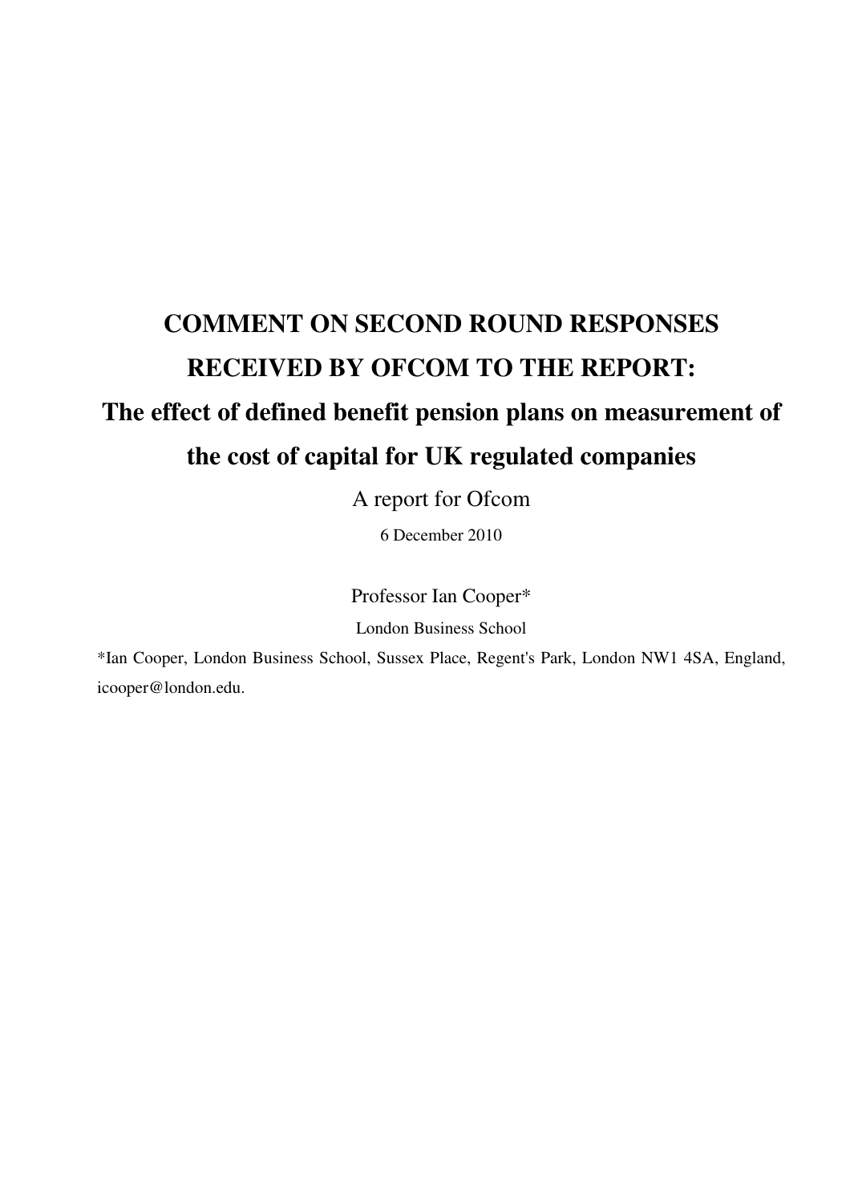# COMMENT ON SECOND ROUND RESPONSES RECEIVED BY OFCOM TO THE REPORT:

# The effect of defined benefit pension plans on measurement of the cost of capital for UK regulated companies

A report for Ofcom

6 December 2010

Professor Ian Cooper*

London Business School

*Ian Cooper, London Business School, Sussex Place, Regent's Park, London NW1 4SA, England, icooper@london.edu.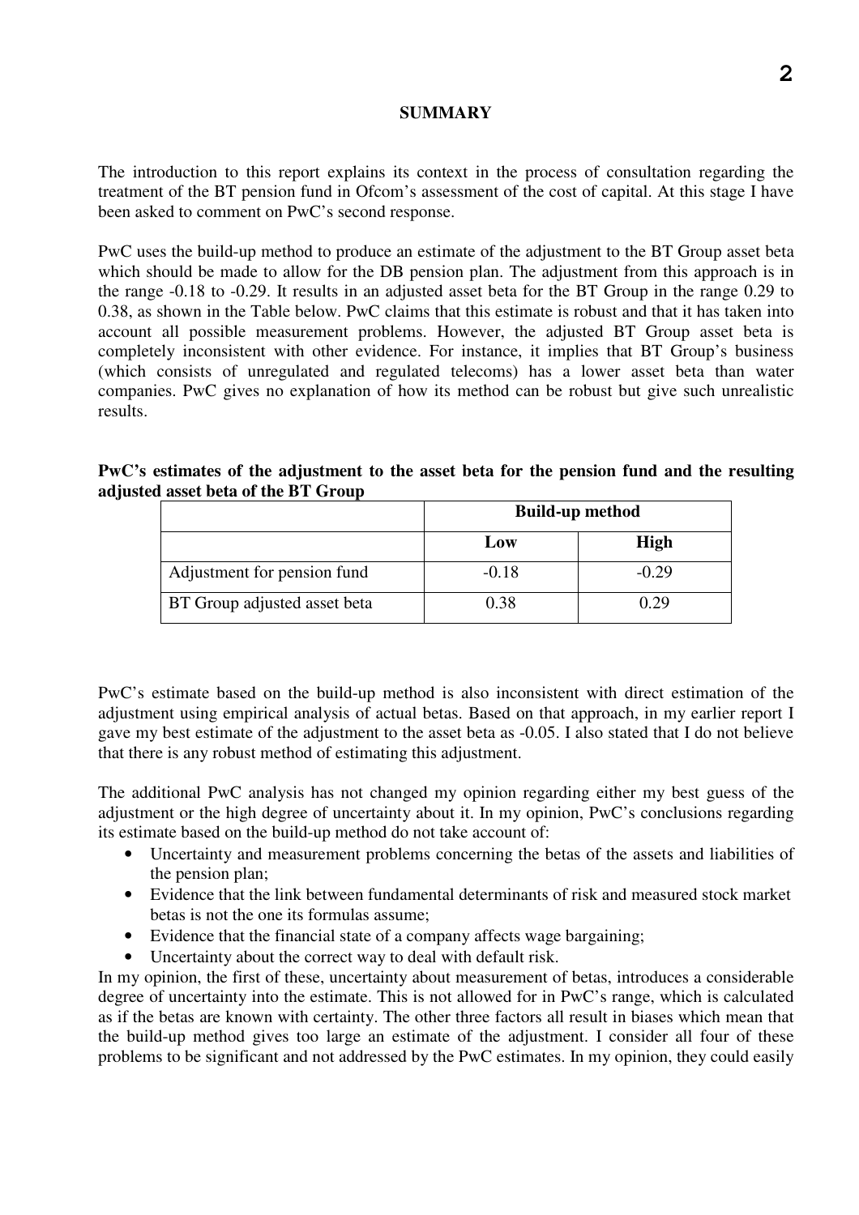## SUMMARY

The introduction to this report explains its context in the process of consultation regarding the treatment of the BT pension fund in Ofcom's assessment of the cost of capital. At this stage I have been asked to comment on PwC's second response.

PwC uses the build-up method to produce an estimate of the adjustment to the BT Group asset beta which should be made to allow for the DB pension plan. The adjustment from this approach is in the range -0.18 to -0.29. It results in an adjusted asset beta for the BT Group in the range 0.29 to 0.38, as shown in the Table below. PwC claims that this estimate is robust and that it has taken into account all possible measurement problems. However, the adjusted BT Group asset beta is completely inconsistent with other evidence. For instance, it implies that BT Group's business (which consists of unregulated and regulated telecoms) has a lower asset beta than water companies. PwC gives no explanation of how its method can be robust but give such unrealistic results.

**PwC's estimates of the adjustment to the asset beta for the pension fund and the resulting adjusted asset beta of the BT Group**

| | Build-up method | |
|---|---|---|
| | **Low** | **High** |
| Adjustment for pension fund | -0.18 | -0.29 |
| BT Group adjusted asset beta | 0.38 | 0.29 |

PwC's estimate based on the build-up method is also inconsistent with direct estimation of the adjustment using empirical analysis of actual betas. Based on that approach, in my earlier report I gave my best estimate of the adjustment to the asset beta as -0.05. I also stated that I do not believe that there is any robust method of estimating this adjustment.

The additional PwC analysis has not changed my opinion regarding either my best guess of the adjustment or the high degree of uncertainty about it. In my opinion, PwC's conclusions regarding its estimate based on the build-up method do not take account of:

- Uncertainty and measurement problems concerning the betas of the assets and liabilities of the pension plan;
- Evidence that the link between fundamental determinants of risk and measured stock market betas is not the one its formulas assume;
- Evidence that the financial state of a company affects wage bargaining;
- Uncertainty about the correct way to deal with default risk.

In my opinion, the first of these, uncertainty about measurement of betas, introduces a considerable degree of uncertainty into the estimate. This is not allowed for in PwC's range, which is calculated as if the betas are known with certainty. The other three factors all result in biases which mean that the build-up method gives too large an estimate of the adjustment. I consider all four of these problems to be significant and not addressed by the PwC estimates. In my opinion, they could easily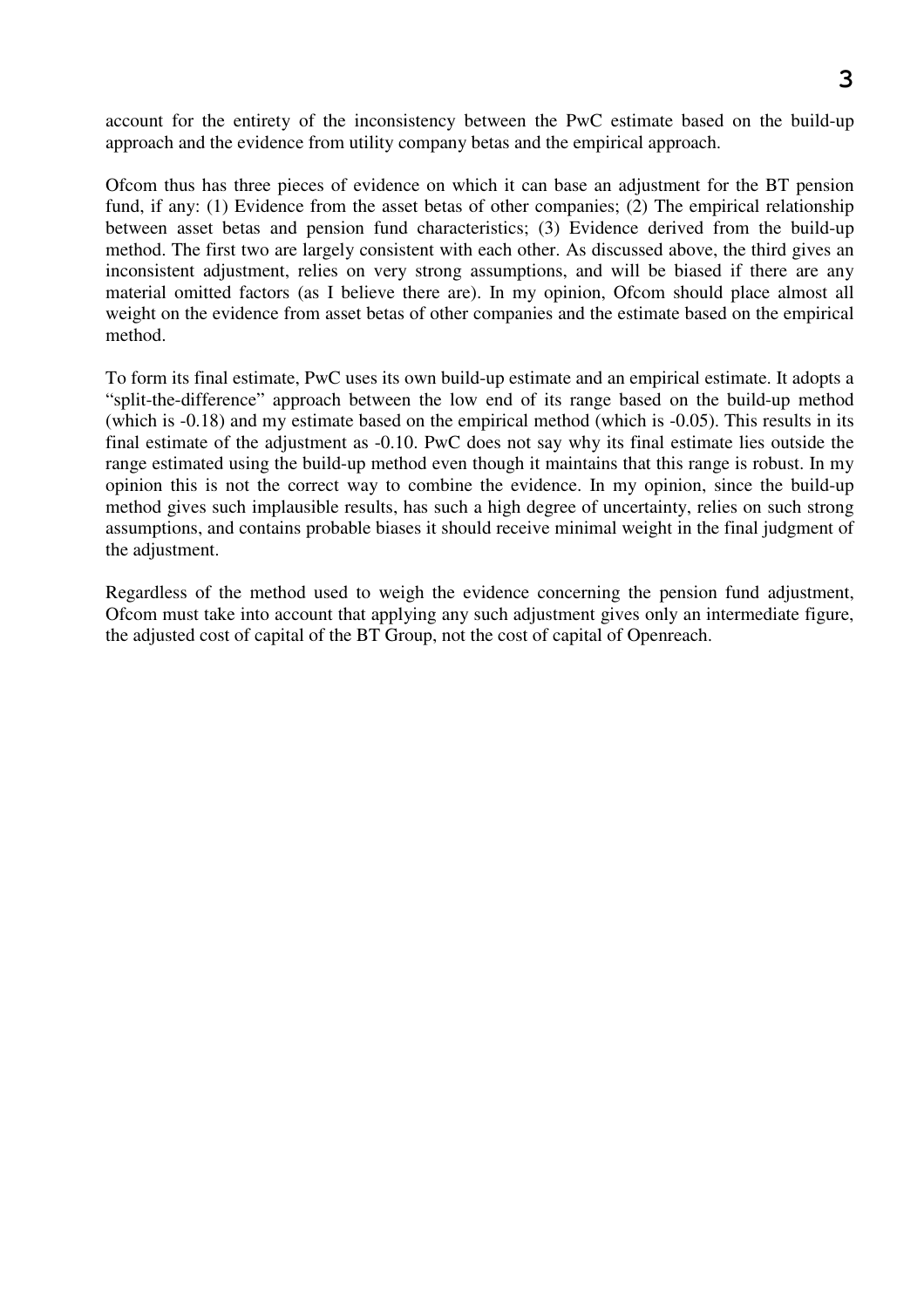account for the entirety of the inconsistency between the PwC estimate based on the build-up approach and the evidence from utility company betas and the empirical approach.

Ofcom thus has three pieces of evidence on which it can base an adjustment for the BT pension fund, if any: (1) Evidence from the asset betas of other companies; (2) The empirical relationship between asset betas and pension fund characteristics; (3) Evidence derived from the build-up method. The first two are largely consistent with each other. As discussed above, the third gives an inconsistent adjustment, relies on very strong assumptions, and will be biased if there are any material omitted factors (as I believe there are). In my opinion, Ofcom should place almost all weight on the evidence from asset betas of other companies and the estimate based on the empirical method.

To form its final estimate, PwC uses its own build-up estimate and an empirical estimate. It adopts a "split-the-difference" approach between the low end of its range based on the build-up method (which is -0.18) and my estimate based on the empirical method (which is -0.05). This results in its final estimate of the adjustment as -0.10. PwC does not say why its final estimate lies outside the range estimated using the build-up method even though it maintains that this range is robust. In my opinion this is not the correct way to combine the evidence. In my opinion, since the build-up method gives such implausible results, has such a high degree of uncertainty, relies on such strong assumptions, and contains probable biases it should receive minimal weight in the final judgment of the adjustment.

Regardless of the method used to weigh the evidence concerning the pension fund adjustment, Ofcom must take into account that applying any such adjustment gives only an intermediate figure, the adjusted cost of capital of the BT Group, not the cost of capital of Openreach.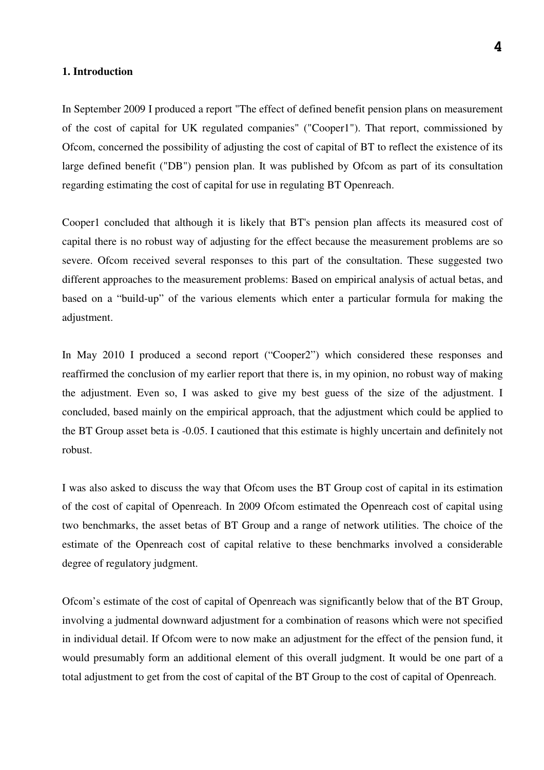## 1. Introduction

In September 2009 I produced a report "The effect of defined benefit pension plans on measurement of the cost of capital for UK regulated companies" ("Cooper1"). That report, commissioned by Ofcom, concerned the possibility of adjusting the cost of capital of BT to reflect the existence of its large defined benefit ("DB") pension plan. It was published by Ofcom as part of its consultation regarding estimating the cost of capital for use in regulating BT Openreach.

Cooper1 concluded that although it is likely that BT's pension plan affects its measured cost of capital there is no robust way of adjusting for the effect because the measurement problems are so severe. Ofcom received several responses to this part of the consultation. These suggested two different approaches to the measurement problems: Based on empirical analysis of actual betas, and based on a "build-up" of the various elements which enter a particular formula for making the adjustment.

In May 2010 I produced a second report ("Cooper2") which considered these responses and reaffirmed the conclusion of my earlier report that there is, in my opinion, no robust way of making the adjustment. Even so, I was asked to give my best guess of the size of the adjustment. I concluded, based mainly on the empirical approach, that the adjustment which could be applied to the BT Group asset beta is -0.05. I cautioned that this estimate is highly uncertain and definitely not robust.

I was also asked to discuss the way that Ofcom uses the BT Group cost of capital in its estimation of the cost of capital of Openreach. In 2009 Ofcom estimated the Openreach cost of capital using two benchmarks, the asset betas of BT Group and a range of network utilities. The choice of the estimate of the Openreach cost of capital relative to these benchmarks involved a considerable degree of regulatory judgment.

Ofcom's estimate of the cost of capital of Openreach was significantly below that of the BT Group, involving a judmental downward adjustment for a combination of reasons which were not specified in individual detail. If Ofcom were to now make an adjustment for the effect of the pension fund, it would presumably form an additional element of this overall judgment. It would be one part of a total adjustment to get from the cost of capital of the BT Group to the cost of capital of Openreach.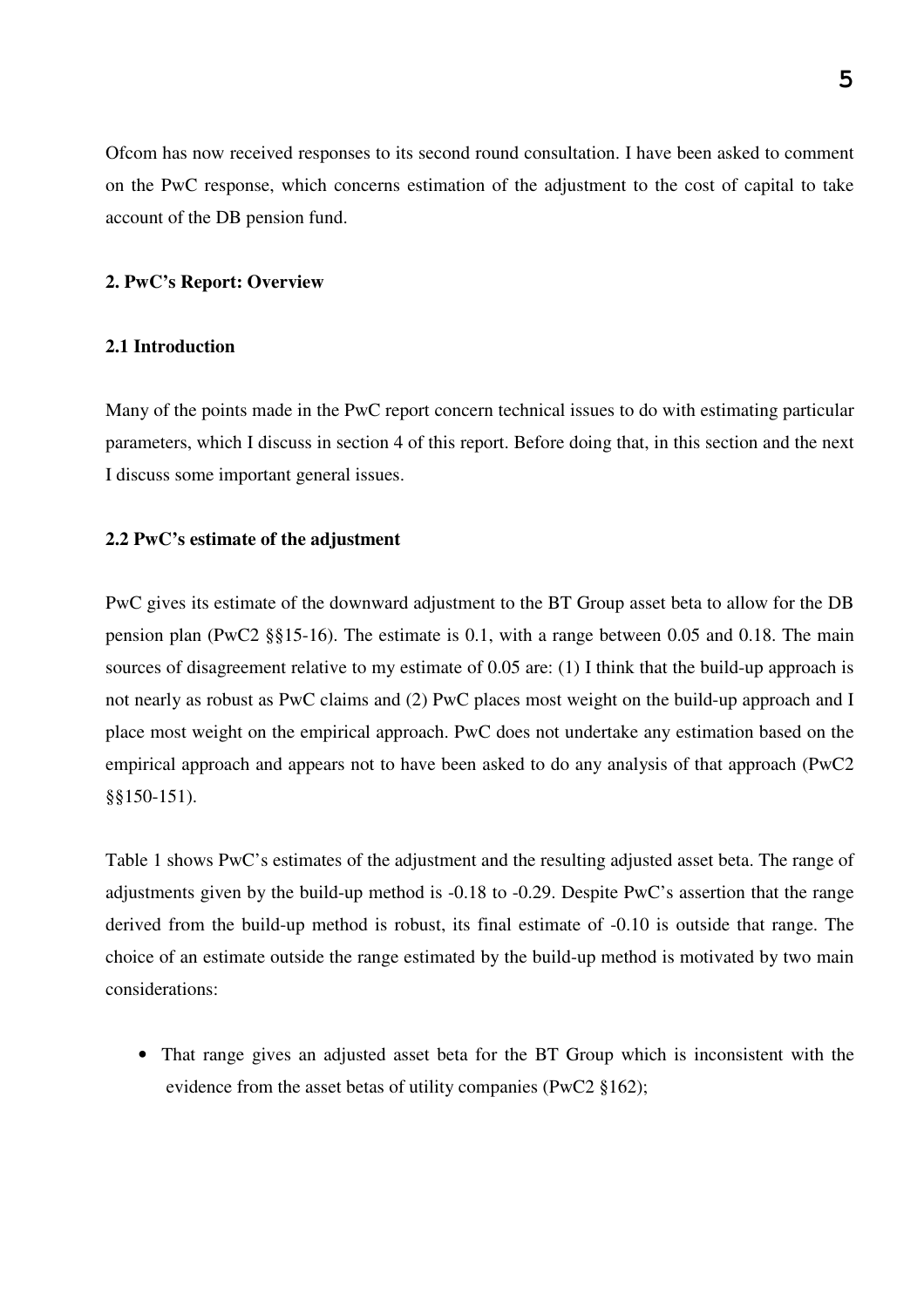Ofcom has now received responses to its second round consultation. I have been asked to comment on the PwC response, which concerns estimation of the adjustment to the cost of capital to take account of the DB pension fund.

## 2. PwC's Report: Overview

### 2.1 Introduction

Many of the points made in the PwC report concern technical issues to do with estimating particular parameters, which I discuss in section 4 of this report. Before doing that, in this section and the next I discuss some important general issues.

### 2.2 PwC's estimate of the adjustment

PwC gives its estimate of the downward adjustment to the BT Group asset beta to allow for the DB pension plan (PwC2 §§15-16). The estimate is 0.1, with a range between 0.05 and 0.18. The main sources of disagreement relative to my estimate of 0.05 are: (1) I think that the build-up approach is not nearly as robust as PwC claims and (2) PwC places most weight on the build-up approach and I place most weight on the empirical approach. PwC does not undertake any estimation based on the empirical approach and appears not to have been asked to do any analysis of that approach (PwC2 §§150-151).

Table 1 shows PwC's estimates of the adjustment and the resulting adjusted asset beta. The range of adjustments given by the build-up method is -0.18 to -0.29. Despite PwC's assertion that the range derived from the build-up method is robust, its final estimate of -0.10 is outside that range. The choice of an estimate outside the range estimated by the build-up method is motivated by two main considerations:

- That range gives an adjusted asset beta for the BT Group which is inconsistent with the evidence from the asset betas of utility companies (PwC2 §162);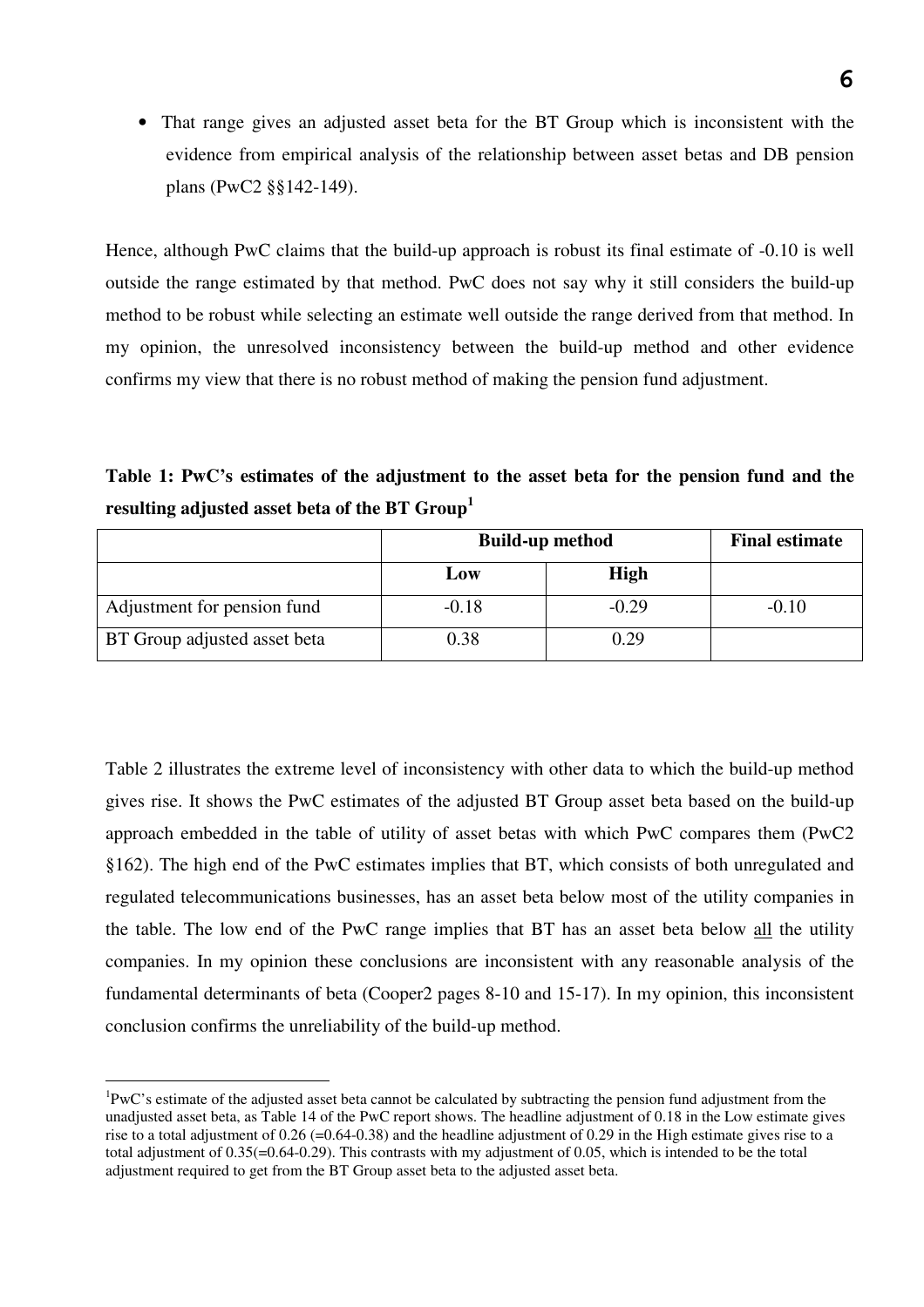- That range gives an adjusted asset beta for the BT Group which is inconsistent with the evidence from empirical analysis of the relationship between asset betas and DB pension plans (PwC2 §§142-149).

Hence, although PwC claims that the build-up approach is robust its final estimate of -0.10 is well outside the range estimated by that method. PwC does not say why it still considers the build-up method to be robust while selecting an estimate well outside the range derived from that method. In my opinion, the unresolved inconsistency between the build-up method and other evidence confirms my view that there is no robust method of making the pension fund adjustment.

**Table 1: PwC's estimates of the adjustment to the asset beta for the pension fund and the resulting adjusted asset beta of the BT Group[1]**

| | Build-up method | | Final estimate |
|---|---|---|---|
| | Low | High | |
| Adjustment for pension fund | -0.18 | -0.29 | -0.10 |
| BT Group adjusted asset beta | 0.38 | 0.29 | |

Table 2 illustrates the extreme level of inconsistency with other data to which the build-up method gives rise. It shows the PwC estimates of the adjusted BT Group asset beta based on the build-up approach embedded in the table of utility of asset betas with which PwC compares them (PwC2 §162). The high end of the PwC estimates implies that BT, which consists of both unregulated and regulated telecommunications businesses, has an asset beta below most of the utility companies in the table. The low end of the PwC range implies that BT has an asset beta below all the utility companies. In my opinion these conclusions are inconsistent with any reasonable analysis of the fundamental determinants of beta (Cooper2 pages 8-10 and 15-17). In my opinion, this inconsistent conclusion confirms the unreliability of the build-up method.

[1] PwC's estimate of the adjusted asset beta cannot be calculated by subtracting the pension fund adjustment from the unadjusted asset beta, as Table 14 of the PwC report shows. The headline adjustment of 0.18 in the Low estimate gives rise to a total adjustment of 0.26 (=0.64-0.38) and the headline adjustment of 0.29 in the High estimate gives rise to a total adjustment of 0.35(=0.64-0.29). This contrasts with my adjustment of 0.05, which is intended to be the total adjustment required to get from the BT Group asset beta to the adjusted asset beta.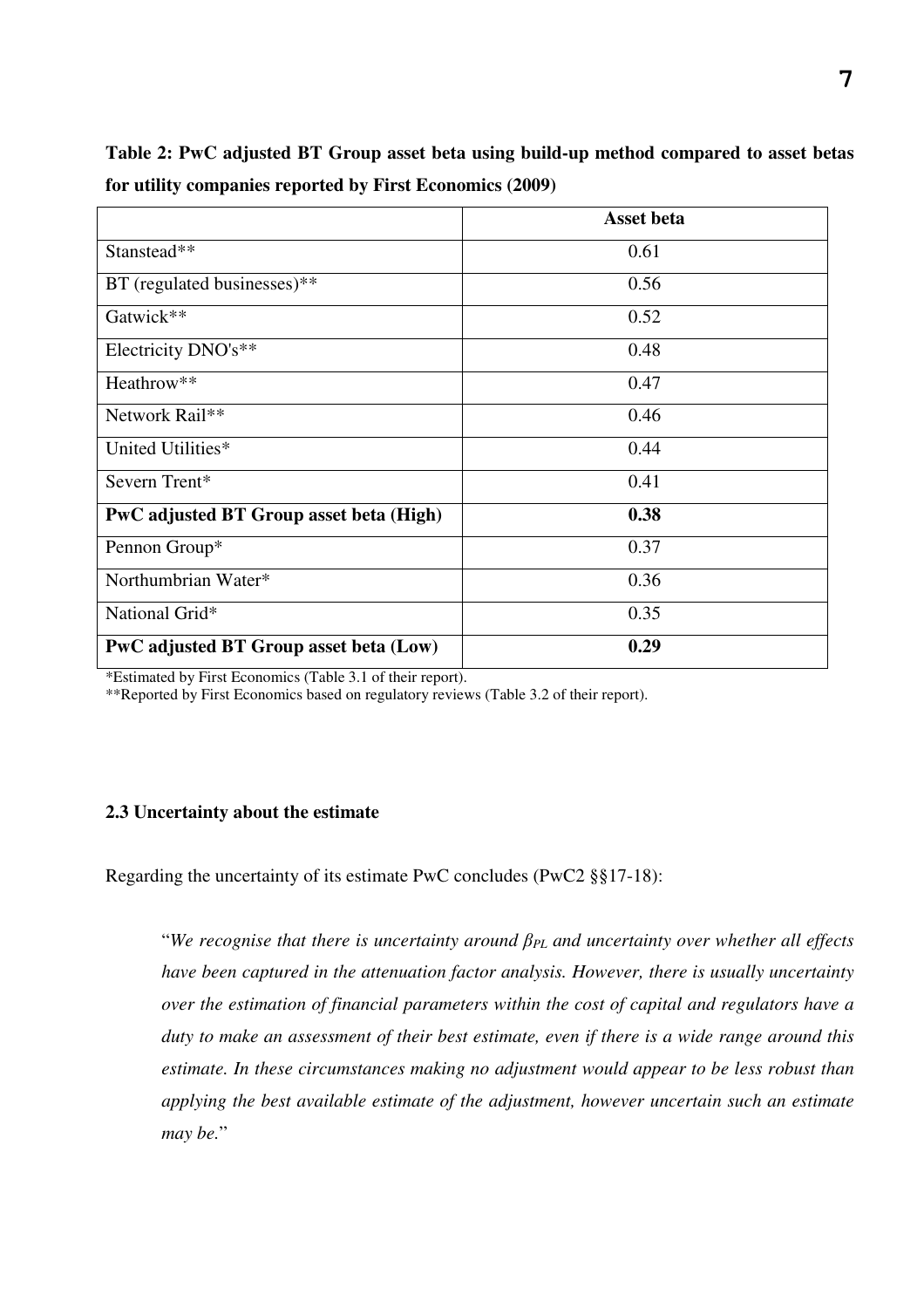**Table 2: PwC adjusted BT Group asset beta using build-up method compared to asset betas for utility companies reported by First Economics (2009)**

| | **Asset beta** |
|---|---|
| Stanstead** | 0.61 |
| BT (regulated businesses)** | 0.56 |
| Gatwick** | 0.52 |
| Electricity DNO's** | 0.48 |
| Heathrow** | 0.47 |
| Network Rail** | 0.46 |
| United Utilities* | 0.44 |
| Severn Trent* | 0.41 |
| **PwC adjusted BT Group asset beta (High)** | **0.38** |
| Pennon Group* | 0.37 |
| Northumbrian Water* | 0.36 |
| National Grid* | 0.35 |
| **PwC adjusted BT Group asset beta (Low)** | **0.29** |

*Estimated by First Economics (Table 3.1 of their report).

**Reported by First Economics based on regulatory reviews (Table 3.2 of their report).

### 2.3 Uncertainty about the estimate

Regarding the uncertainty of its estimate PwC concludes (PwC2 §§17-18):

> "*We recognise that there is uncertainty around $\beta_{PL}$ and uncertainty over whether all effects have been captured in the attenuation factor analysis. However, there is usually uncertainty over the estimation of financial parameters within the cost of capital and regulators have a duty to make an assessment of their best estimate, even if there is a wide range around this estimate. In these circumstances making no adjustment would appear to be less robust than applying the best available estimate of the adjustment, however uncertain such an estimate may be.*"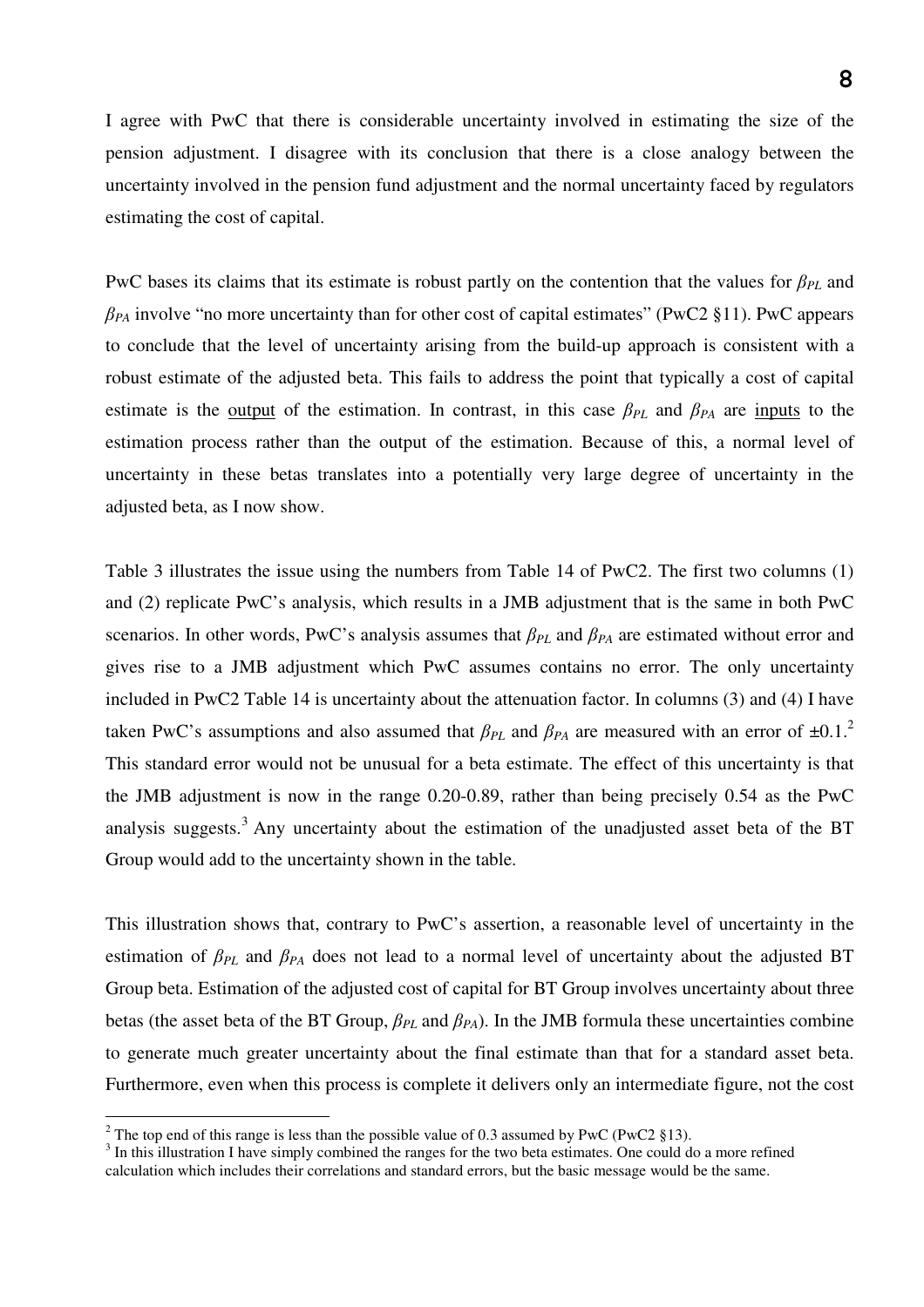I agree with PwC that there is considerable uncertainty involved in estimating the size of the pension adjustment. I disagree with its conclusion that there is a close analogy between the uncertainty involved in the pension fund adjustment and the normal uncertainty faced by regulators estimating the cost of capital.

PwC bases its claims that its estimate is robust partly on the contention that the values for $\beta_{PL}$ and $\beta_{PA}$ involve "no more uncertainty than for other cost of capital estimates" (PwC2 §11). PwC appears to conclude that the level of uncertainty arising from the build-up approach is consistent with a robust estimate of the adjusted beta. This fails to address the point that typically a cost of capital estimate is the <u>output</u> of the estimation. In contrast, in this case $\beta_{PL}$ and $\beta_{PA}$ are <u>inputs</u> to the estimation process rather than the output of the estimation. Because of this, a normal level of uncertainty in these betas translates into a potentially very large degree of uncertainty in the adjusted beta, as I now show.

Table 3 illustrates the issue using the numbers from Table 14 of PwC2. The first two columns (1) and (2) replicate PwC's analysis, which results in a JMB adjustment that is the same in both PwC scenarios. In other words, PwC's analysis assumes that $\beta_{PL}$ and $\beta_{PA}$ are estimated without error and gives rise to a JMB adjustment which PwC assumes contains no error. The only uncertainty included in PwC2 Table 14 is uncertainty about the attenuation factor. In columns (3) and (4) I have taken PwC's assumptions and also assumed that $\beta_{PL}$ and $\beta_{PA}$ are measured with an error of ±0.1.[2] This standard error would not be unusual for a beta estimate. The effect of this uncertainty is that the JMB adjustment is now in the range 0.20-0.89, rather than being precisely 0.54 as the PwC analysis suggests.[3] Any uncertainty about the estimation of the unadjusted asset beta of the BT Group would add to the uncertainty shown in the table.

This illustration shows that, contrary to PwC's assertion, a reasonable level of uncertainty in the estimation of $\beta_{PL}$ and $\beta_{PA}$ does not lead to a normal level of uncertainty about the adjusted BT Group beta. Estimation of the adjusted cost of capital for BT Group involves uncertainty about three betas (the asset beta of the BT Group, $\beta_{PL}$ and $\beta_{PA}$). In the JMB formula these uncertainties combine to generate much greater uncertainty about the final estimate than that for a standard asset beta. Furthermore, even when this process is complete it delivers only an intermediate figure, not the cost

[2] The top end of this range is less than the possible value of 0.3 assumed by PwC (PwC2 §13).

[3] In this illustration I have simply combined the ranges for the two beta estimates. One could do a more refined calculation which includes their correlations and standard errors, but the basic message would be the same.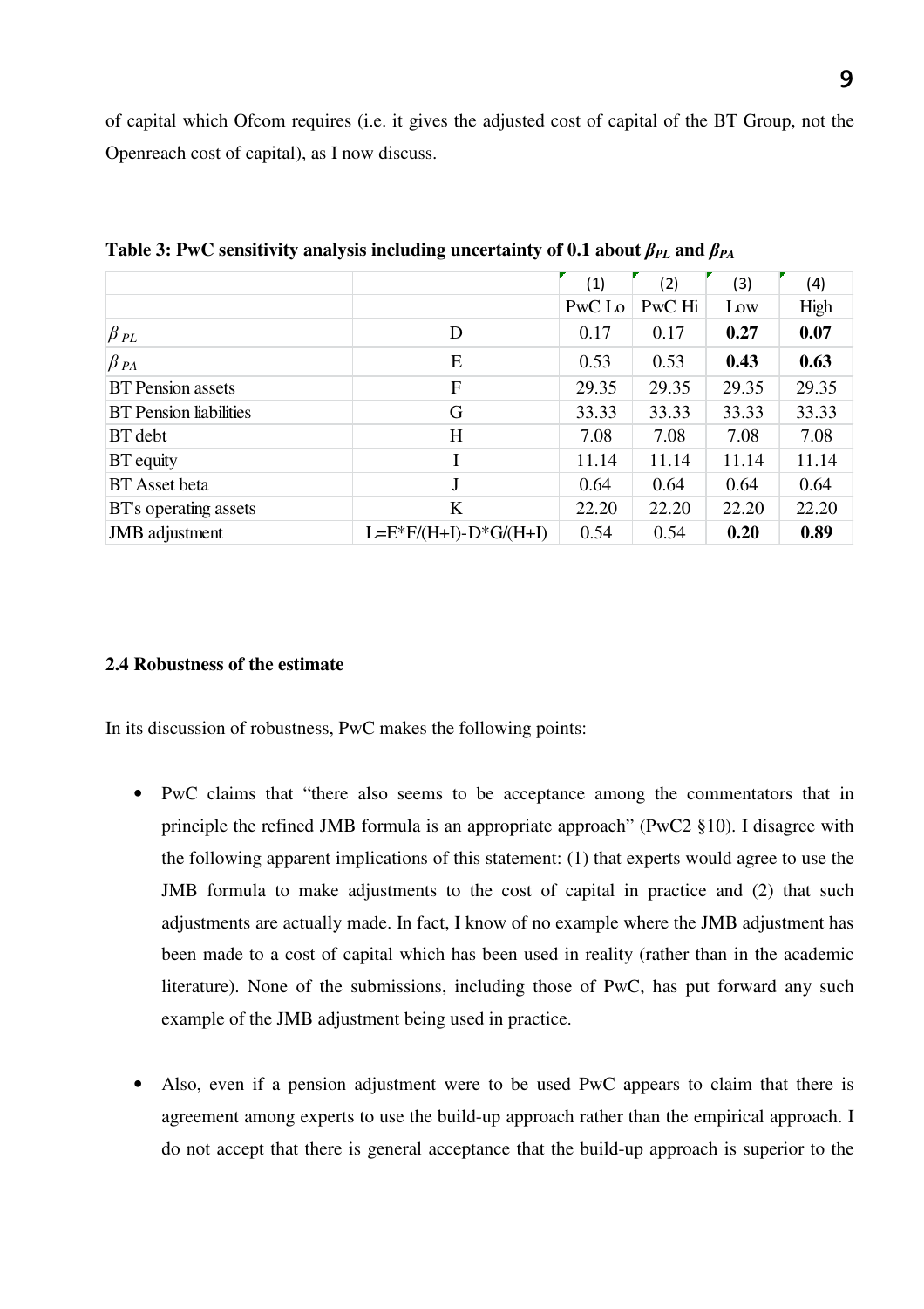of capital which Ofcom requires (i.e. it gives the adjusted cost of capital of the BT Group, not the Openreach cost of capital), as I now discuss.

**Table 3: PwC sensitivity analysis including uncertainty of 0.1 about $\beta_{PL}$ and $\beta_{PA}$**

| | | (1) | (2) | (3) | (4) |
|---|---|---|---|---|---|
| | | PwC Lo | PwC Hi | Low | High |
| $\beta_{PL}$ | D | 0.17 | 0.17 | **0.27** | **0.07** |
| $\beta_{PA}$ | E | 0.53 | 0.53 | **0.43** | **0.63** |
| BT Pension assets | F | 29.35 | 29.35 | 29.35 | 29.35 |
| BT Pension liabilities | G | 33.33 | 33.33 | 33.33 | 33.33 |
| BT debt | H | 7.08 | 7.08 | 7.08 | 7.08 |
| BT equity | I | 11.14 | 11.14 | 11.14 | 11.14 |
| BT Asset beta | J | 0.64 | 0.64 | 0.64 | 0.64 |
| BT's operating assets | K | 22.20 | 22.20 | 22.20 | 22.20 |
| JMB adjustment | L=E*F/(H+I)-D*G/(H+I) | 0.54 | 0.54 | **0.20** | **0.89** |

### 2.4 Robustness of the estimate

In its discussion of robustness, PwC makes the following points:

- PwC claims that "there also seems to be acceptance among the commentators that in principle the refined JMB formula is an appropriate approach" (PwC2 §10). I disagree with the following apparent implications of this statement: (1) that experts would agree to use the JMB formula to make adjustments to the cost of capital in practice and (2) that such adjustments are actually made. In fact, I know of no example where the JMB adjustment has been made to a cost of capital which has been used in reality (rather than in the academic literature). None of the submissions, including those of PwC, has put forward any such example of the JMB adjustment being used in practice.

- Also, even if a pension adjustment were to be used PwC appears to claim that there is agreement among experts to use the build-up approach rather than the empirical approach. I do not accept that there is general acceptance that the build-up approach is superior to the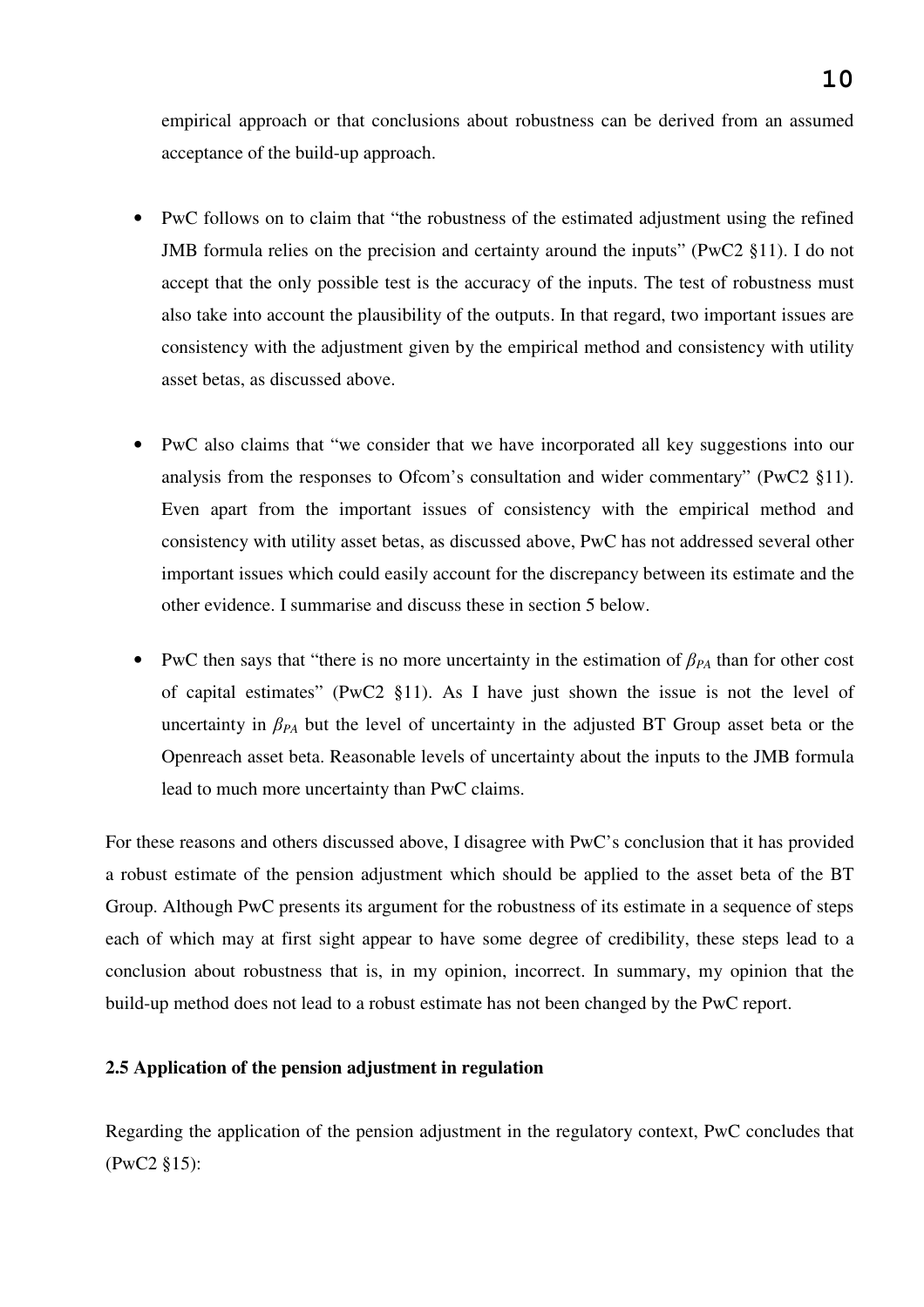empirical approach or that conclusions about robustness can be derived from an assumed acceptance of the build-up approach.

- PwC follows on to claim that "the robustness of the estimated adjustment using the refined JMB formula relies on the precision and certainty around the inputs" (PwC2 §11). I do not accept that the only possible test is the accuracy of the inputs. The test of robustness must also take into account the plausibility of the outputs. In that regard, two important issues are consistency with the adjustment given by the empirical method and consistency with utility asset betas, as discussed above.

- PwC also claims that "we consider that we have incorporated all key suggestions into our analysis from the responses to Ofcom's consultation and wider commentary" (PwC2 §11). Even apart from the important issues of consistency with the empirical method and consistency with utility asset betas, as discussed above, PwC has not addressed several other important issues which could easily account for the discrepancy between its estimate and the other evidence. I summarise and discuss these in section 5 below.

- PwC then says that "there is no more uncertainty in the estimation of $\beta_{PA}$ than for other cost of capital estimates" (PwC2 §11). As I have just shown the issue is not the level of uncertainty in $\beta_{PA}$ but the level of uncertainty in the adjusted BT Group asset beta or the Openreach asset beta. Reasonable levels of uncertainty about the inputs to the JMB formula lead to much more uncertainty than PwC claims.

For these reasons and others discussed above, I disagree with PwC's conclusion that it has provided a robust estimate of the pension adjustment which should be applied to the asset beta of the BT Group. Although PwC presents its argument for the robustness of its estimate in a sequence of steps each of which may at first sight appear to have some degree of credibility, these steps lead to a conclusion about robustness that is, in my opinion, incorrect. In summary, my opinion that the build-up method does not lead to a robust estimate has not been changed by the PwC report.

### 2.5 Application of the pension adjustment in regulation

Regarding the application of the pension adjustment in the regulatory context, PwC concludes that (PwC2 §15):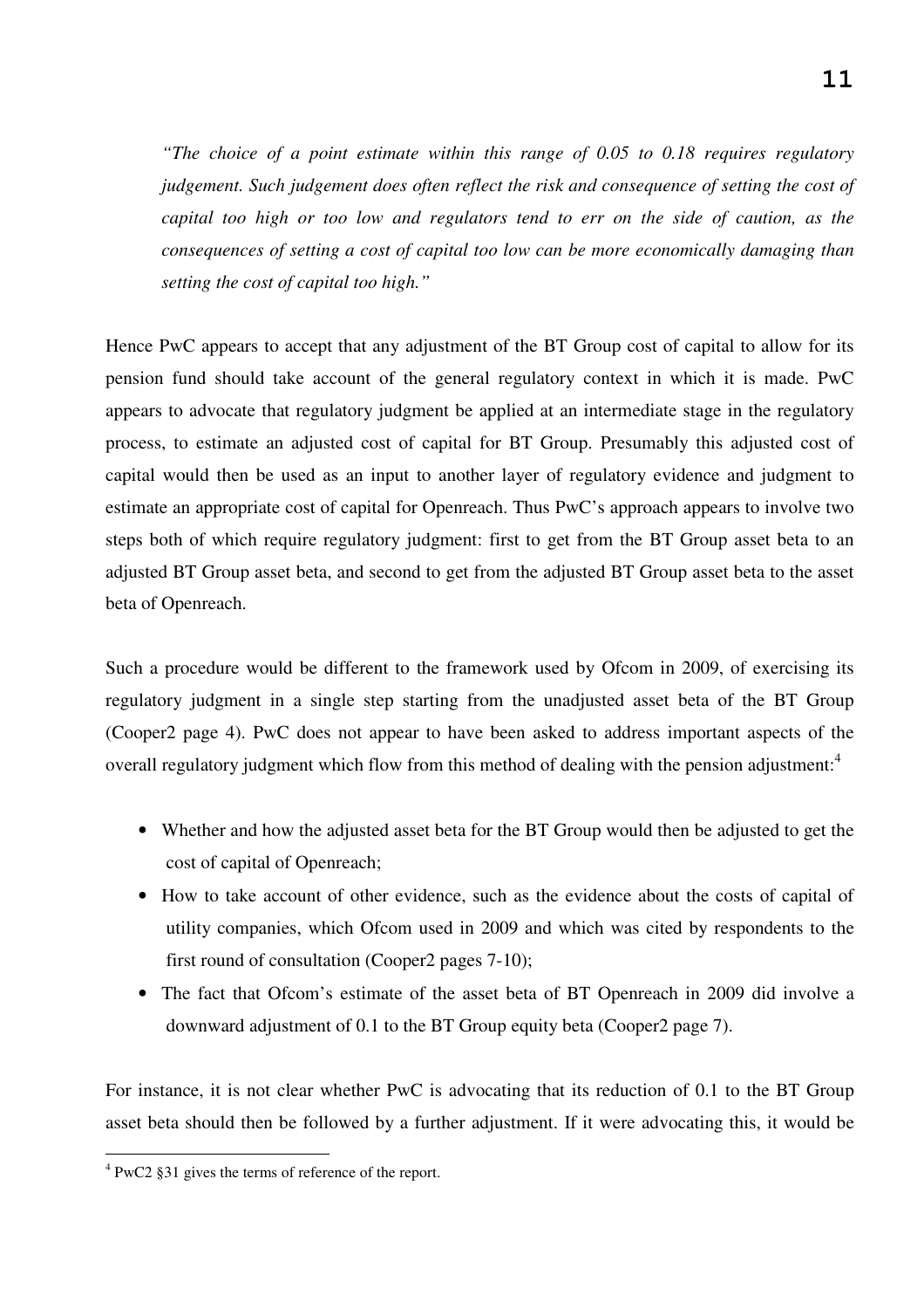*"The choice of a point estimate within this range of 0.05 to 0.18 requires regulatory judgement. Such judgement does often reflect the risk and consequence of setting the cost of capital too high or too low and regulators tend to err on the side of caution, as the consequences of setting a cost of capital too low can be more economically damaging than setting the cost of capital too high."*

Hence PwC appears to accept that any adjustment of the BT Group cost of capital to allow for its pension fund should take account of the general regulatory context in which it is made. PwC appears to advocate that regulatory judgment be applied at an intermediate stage in the regulatory process, to estimate an adjusted cost of capital for BT Group. Presumably this adjusted cost of capital would then be used as an input to another layer of regulatory evidence and judgment to estimate an appropriate cost of capital for Openreach. Thus PwC's approach appears to involve two steps both of which require regulatory judgment: first to get from the BT Group asset beta to an adjusted BT Group asset beta, and second to get from the adjusted BT Group asset beta to the asset beta of Openreach.

Such a procedure would be different to the framework used by Ofcom in 2009, of exercising its regulatory judgment in a single step starting from the unadjusted asset beta of the BT Group (Cooper2 page 4). PwC does not appear to have been asked to address important aspects of the overall regulatory judgment which flow from this method of dealing with the pension adjustment:[4]

- Whether and how the adjusted asset beta for the BT Group would then be adjusted to get the cost of capital of Openreach;
- How to take account of other evidence, such as the evidence about the costs of capital of utility companies, which Ofcom used in 2009 and which was cited by respondents to the first round of consultation (Cooper2 pages 7-10);
- The fact that Ofcom's estimate of the asset beta of BT Openreach in 2009 did involve a downward adjustment of 0.1 to the BT Group equity beta (Cooper2 page 7).

For instance, it is not clear whether PwC is advocating that its reduction of 0.1 to the BT Group asset beta should then be followed by a further adjustment. If it were advocating this, it would be

[4] PwC2 §31 gives the terms of reference of the report.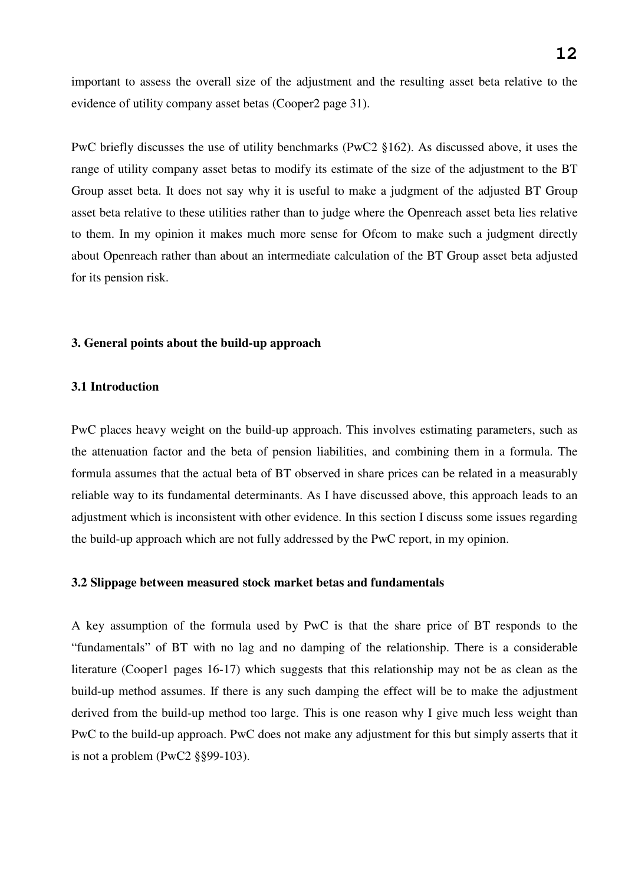important to assess the overall size of the adjustment and the resulting asset beta relative to the evidence of utility company asset betas (Cooper2 page 31).

PwC briefly discusses the use of utility benchmarks (PwC2 §162). As discussed above, it uses the range of utility company asset betas to modify its estimate of the size of the adjustment to the BT Group asset beta. It does not say why it is useful to make a judgment of the adjusted BT Group asset beta relative to these utilities rather than to judge where the Openreach asset beta lies relative to them. In my opinion it makes much more sense for Ofcom to make such a judgment directly about Openreach rather than about an intermediate calculation of the BT Group asset beta adjusted for its pension risk.

## 3. General points about the build-up approach

### 3.1 Introduction

PwC places heavy weight on the build-up approach. This involves estimating parameters, such as the attenuation factor and the beta of pension liabilities, and combining them in a formula. The formula assumes that the actual beta of BT observed in share prices can be related in a measurably reliable way to its fundamental determinants. As I have discussed above, this approach leads to an adjustment which is inconsistent with other evidence. In this section I discuss some issues regarding the build-up approach which are not fully addressed by the PwC report, in my opinion.

### 3.2 Slippage between measured stock market betas and fundamentals

A key assumption of the formula used by PwC is that the share price of BT responds to the "fundamentals" of BT with no lag and no damping of the relationship. There is a considerable literature (Cooper1 pages 16-17) which suggests that this relationship may not be as clean as the build-up method assumes. If there is any such damping the effect will be to make the adjustment derived from the build-up method too large. This is one reason why I give much less weight than PwC to the build-up approach. PwC does not make any adjustment for this but simply asserts that it is not a problem (PwC2 §§99-103).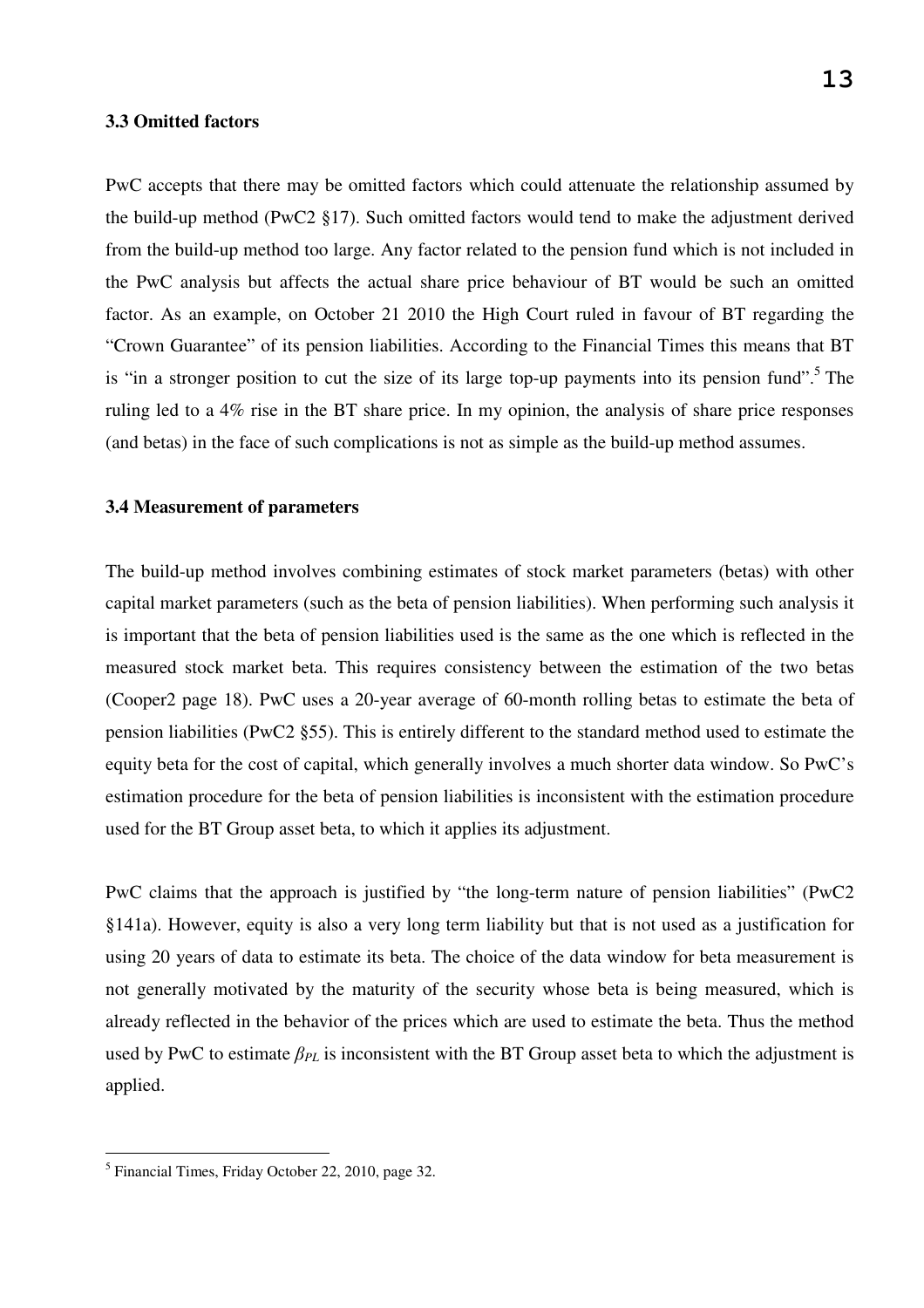### 3.3 Omitted factors

PwC accepts that there may be omitted factors which could attenuate the relationship assumed by the build-up method (PwC2 §17). Such omitted factors would tend to make the adjustment derived from the build-up method too large. Any factor related to the pension fund which is not included in the PwC analysis but affects the actual share price behaviour of BT would be such an omitted factor. As an example, on October 21 2010 the High Court ruled in favour of BT regarding the "Crown Guarantee" of its pension liabilities. According to the Financial Times this means that BT is "in a stronger position to cut the size of its large top-up payments into its pension fund".[5] The ruling led to a 4% rise in the BT share price. In my opinion, the analysis of share price responses (and betas) in the face of such complications is not as simple as the build-up method assumes.

### 3.4 Measurement of parameters

The build-up method involves combining estimates of stock market parameters (betas) with other capital market parameters (such as the beta of pension liabilities). When performing such analysis it is important that the beta of pension liabilities used is the same as the one which is reflected in the measured stock market beta. This requires consistency between the estimation of the two betas (Cooper2 page 18). PwC uses a 20-year average of 60-month rolling betas to estimate the beta of pension liabilities (PwC2 §55). This is entirely different to the standard method used to estimate the equity beta for the cost of capital, which generally involves a much shorter data window. So PwC's estimation procedure for the beta of pension liabilities is inconsistent with the estimation procedure used for the BT Group asset beta, to which it applies its adjustment.

PwC claims that the approach is justified by "the long-term nature of pension liabilities" (PwC2 §141a). However, equity is also a very long term liability but that is not used as a justification for using 20 years of data to estimate its beta. The choice of the data window for beta measurement is not generally motivated by the maturity of the security whose beta is being measured, which is already reflected in the behavior of the prices which are used to estimate the beta. Thus the method used by PwC to estimate $\beta_{PL}$ is inconsistent with the BT Group asset beta to which the adjustment is applied.

---

[5] Financial Times, Friday October 22, 2010, page 32.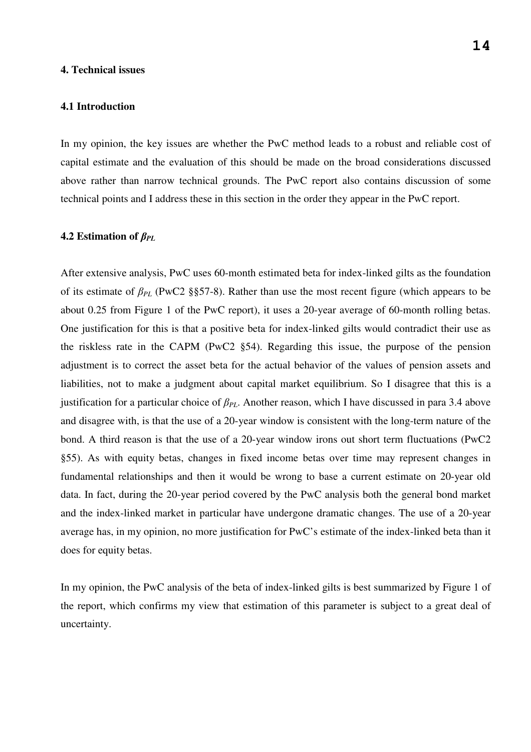## 4. Technical issues

### 4.1 Introduction

In my opinion, the key issues are whether the PwC method leads to a robust and reliable cost of capital estimate and the evaluation of this should be made on the broad considerations discussed above rather than narrow technical grounds. The PwC report also contains discussion of some technical points and I address these in this section in the order they appear in the PwC report.

### 4.2 Estimation of $\beta_{PL}$

After extensive analysis, PwC uses 60-month estimated beta for index-linked gilts as the foundation of its estimate of $\beta_{PL}$ (PwC2 §§57-8). Rather than use the most recent figure (which appears to be about 0.25 from Figure 1 of the PwC report), it uses a 20-year average of 60-month rolling betas. One justification for this is that a positive beta for index-linked gilts would contradict their use as the riskless rate in the CAPM (PwC2 §54). Regarding this issue, the purpose of the pension adjustment is to correct the asset beta for the actual behavior of the values of pension assets and liabilities, not to make a judgment about capital market equilibrium. So I disagree that this is a justification for a particular choice of $\beta_{PL}$. Another reason, which I have discussed in para 3.4 above and disagree with, is that the use of a 20-year window is consistent with the long-term nature of the bond. A third reason is that the use of a 20-year window irons out short term fluctuations (PwC2 §55). As with equity betas, changes in fixed income betas over time may represent changes in fundamental relationships and then it would be wrong to base a current estimate on 20-year old data. In fact, during the 20-year period covered by the PwC analysis both the general bond market and the index-linked market in particular have undergone dramatic changes. The use of a 20-year average has, in my opinion, no more justification for PwC's estimate of the index-linked beta than it does for equity betas.

In my opinion, the PwC analysis of the beta of index-linked gilts is best summarized by Figure 1 of the report, which confirms my view that estimation of this parameter is subject to a great deal of uncertainty.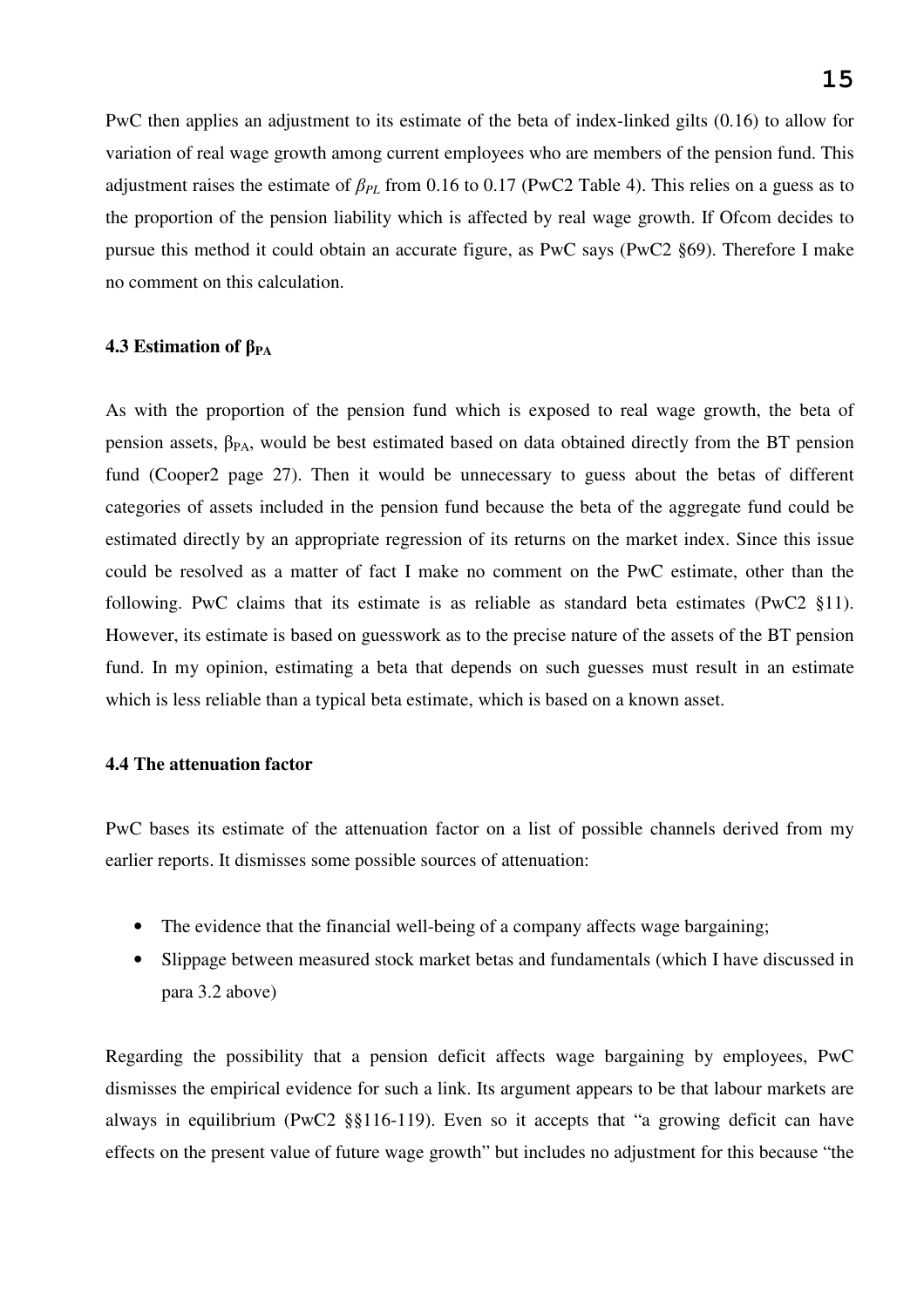PwC then applies an adjustment to its estimate of the beta of index-linked gilts (0.16) to allow for variation of real wage growth among current employees who are members of the pension fund. This adjustment raises the estimate of $\beta_{PL}$ from 0.16 to 0.17 (PwC2 Table 4). This relies on a guess as to the proportion of the pension liability which is affected by real wage growth. If Ofcom decides to pursue this method it could obtain an accurate figure, as PwC says (PwC2 §69). Therefore I make no comment on this calculation.

### 4.3 Estimation of $\beta_{PA}$

As with the proportion of the pension fund which is exposed to real wage growth, the beta of pension assets, $\beta_{PA}$, would be best estimated based on data obtained directly from the BT pension fund (Cooper2 page 27). Then it would be unnecessary to guess about the betas of different categories of assets included in the pension fund because the beta of the aggregate fund could be estimated directly by an appropriate regression of its returns on the market index. Since this issue could be resolved as a matter of fact I make no comment on the PwC estimate, other than the following. PwC claims that its estimate is as reliable as standard beta estimates (PwC2 §11). However, its estimate is based on guesswork as to the precise nature of the assets of the BT pension fund. In my opinion, estimating a beta that depends on such guesses must result in an estimate which is less reliable than a typical beta estimate, which is based on a known asset.

### 4.4 The attenuation factor

PwC bases its estimate of the attenuation factor on a list of possible channels derived from my earlier reports. It dismisses some possible sources of attenuation:

- The evidence that the financial well-being of a company affects wage bargaining;
- Slippage between measured stock market betas and fundamentals (which I have discussed in para 3.2 above)

Regarding the possibility that a pension deficit affects wage bargaining by employees, PwC dismisses the empirical evidence for such a link. Its argument appears to be that labour markets are always in equilibrium (PwC2 §§116-119). Even so it accepts that "a growing deficit can have effects on the present value of future wage growth" but includes no adjustment for this because "the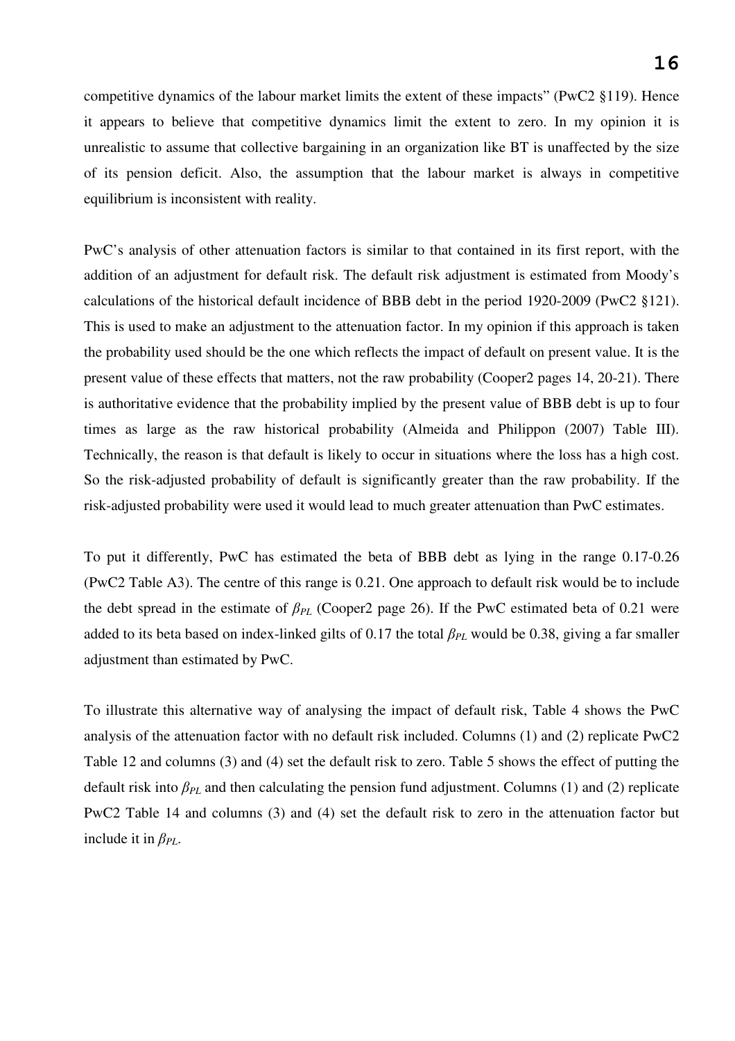competitive dynamics of the labour market limits the extent of these impacts" (PwC2 §119). Hence it appears to believe that competitive dynamics limit the extent to zero. In my opinion it is unrealistic to assume that collective bargaining in an organization like BT is unaffected by the size of its pension deficit. Also, the assumption that the labour market is always in competitive equilibrium is inconsistent with reality.

PwC's analysis of other attenuation factors is similar to that contained in its first report, with the addition of an adjustment for default risk. The default risk adjustment is estimated from Moody's calculations of the historical default incidence of BBB debt in the period 1920-2009 (PwC2 §121). This is used to make an adjustment to the attenuation factor. In my opinion if this approach is taken the probability used should be the one which reflects the impact of default on present value. It is the present value of these effects that matters, not the raw probability (Cooper2 pages 14, 20-21). There is authoritative evidence that the probability implied by the present value of BBB debt is up to four times as large as the raw historical probability (Almeida and Philippon (2007) Table III). Technically, the reason is that default is likely to occur in situations where the loss has a high cost. So the risk-adjusted probability of default is significantly greater than the raw probability. If the risk-adjusted probability were used it would lead to much greater attenuation than PwC estimates.

To put it differently, PwC has estimated the beta of BBB debt as lying in the range 0.17-0.26 (PwC2 Table A3). The centre of this range is 0.21. One approach to default risk would be to include the debt spread in the estimate of $\beta_{PL}$ (Cooper2 page 26). If the PwC estimated beta of 0.21 were added to its beta based on index-linked gilts of 0.17 the total $\beta_{PL}$ would be 0.38, giving a far smaller adjustment than estimated by PwC.

To illustrate this alternative way of analysing the impact of default risk, Table 4 shows the PwC analysis of the attenuation factor with no default risk included. Columns (1) and (2) replicate PwC2 Table 12 and columns (3) and (4) set the default risk to zero. Table 5 shows the effect of putting the default risk into $\beta_{PL}$ and then calculating the pension fund adjustment. Columns (1) and (2) replicate PwC2 Table 14 and columns (3) and (4) set the default risk to zero in the attenuation factor but include it in $\beta_{PL}$.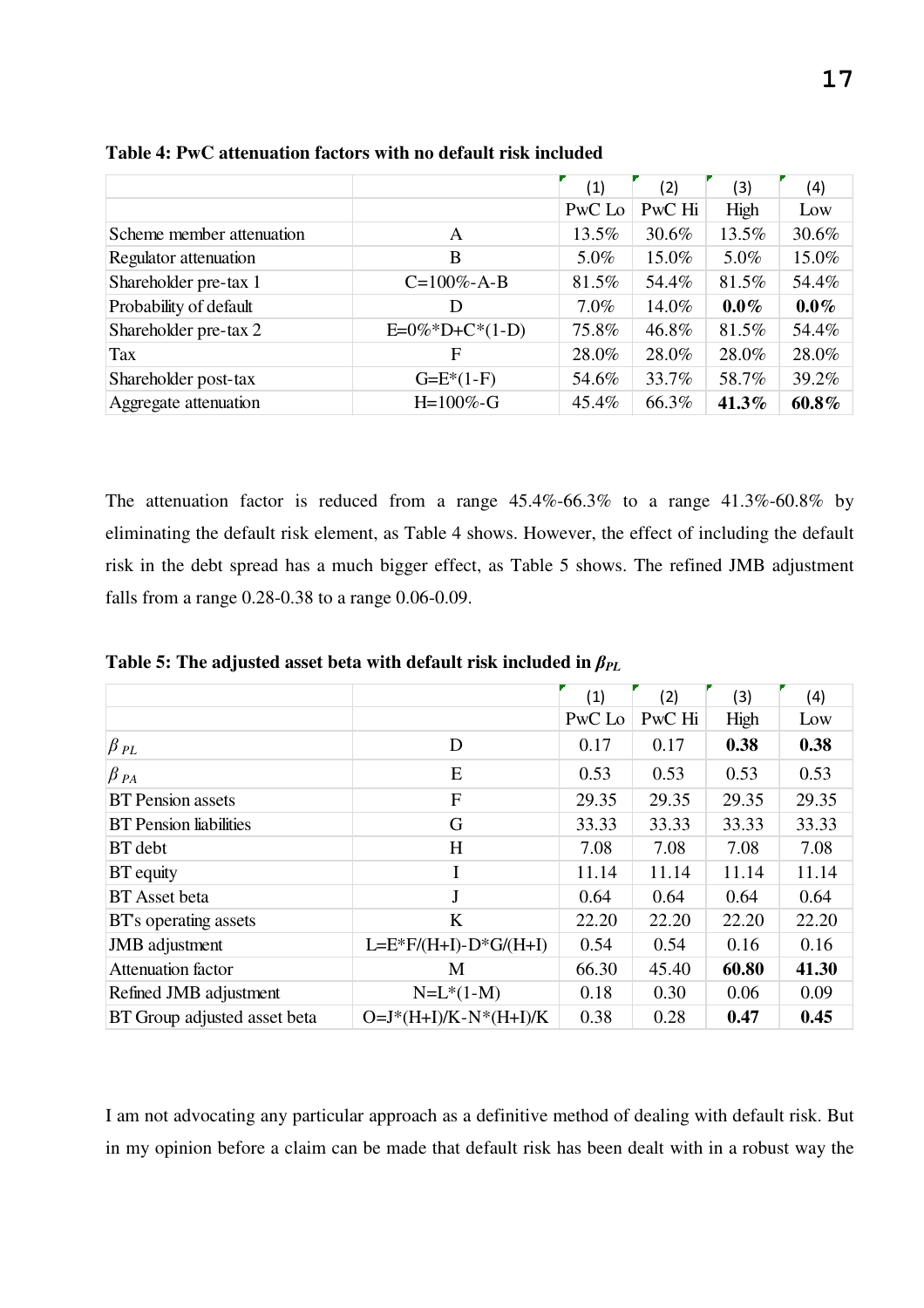**Table 4: PwC attenuation factors with no default risk included**

| | | (1) | (2) | (3) | (4) |
|---|---|---|---|---|---|
| | | PwC Lo | PwC Hi | High | Low |
| Scheme member attenuation | A | 13.5% | 30.6% | 13.5% | 30.6% |
| Regulator attenuation | B | 5.0% | 15.0% | 5.0% | 15.0% |
| Shareholder pre-tax 1 | C=100%-A-B | 81.5% | 54.4% | 81.5% | 54.4% |
| Probability of default | D | 7.0% | 14.0% | **0.0%** | **0.0%** |
| Shareholder pre-tax 2 | E=0%*D+C*(1-D) | 75.8% | 46.8% | 81.5% | 54.4% |
| Tax | F | 28.0% | 28.0% | 28.0% | 28.0% |
| Shareholder post-tax | G=E*(1-F) | 54.6% | 33.7% | 58.7% | 39.2% |
| Aggregate attenuation | H=100%-G | 45.4% | 66.3% | **41.3%** | **60.8%** |

The attenuation factor is reduced from a range 45.4%-66.3% to a range 41.3%-60.8% by eliminating the default risk element, as Table 4 shows. However, the effect of including the default risk in the debt spread has a much bigger effect, as Table 5 shows. The refined JMB adjustment falls from a range 0.28-0.38 to a range 0.06-0.09.

**Table 5: The adjusted asset beta with default risk included in $\beta_{PL}$**

| | | (1) | (2) | (3) | (4) |
|---|---|---|---|---|---|
| | | PwC Lo | PwC Hi | High | Low |
| $\beta_{PL}$ | D | 0.17 | 0.17 | **0.38** | **0.38** |
| $\beta_{PA}$ | E | 0.53 | 0.53 | 0.53 | 0.53 |
| BT Pension assets | F | 29.35 | 29.35 | 29.35 | 29.35 |
| BT Pension liabilities | G | 33.33 | 33.33 | 33.33 | 33.33 |
| BT debt | H | 7.08 | 7.08 | 7.08 | 7.08 |
| BT equity | I | 11.14 | 11.14 | 11.14 | 11.14 |
| BT Asset beta | J | 0.64 | 0.64 | 0.64 | 0.64 |
| BT's operating assets | K | 22.20 | 22.20 | 22.20 | 22.20 |
| JMB adjustment | L=E*F/(H+I)-D*G/(H+I) | 0.54 | 0.54 | 0.16 | 0.16 |
| Attenuation factor | M | 66.30 | 45.40 | **60.80** | **41.30** |
| Refined JMB adjustment | N=L*(1-M) | 0.18 | 0.30 | 0.06 | 0.09 |
| BT Group adjusted asset beta | O=J*(H+I)/K-N*(H+I)/K | 0.38 | 0.28 | **0.47** | **0.45** |

I am not advocating any particular approach as a definitive method of dealing with default risk. But in my opinion before a claim can be made that default risk has been dealt with in a robust way the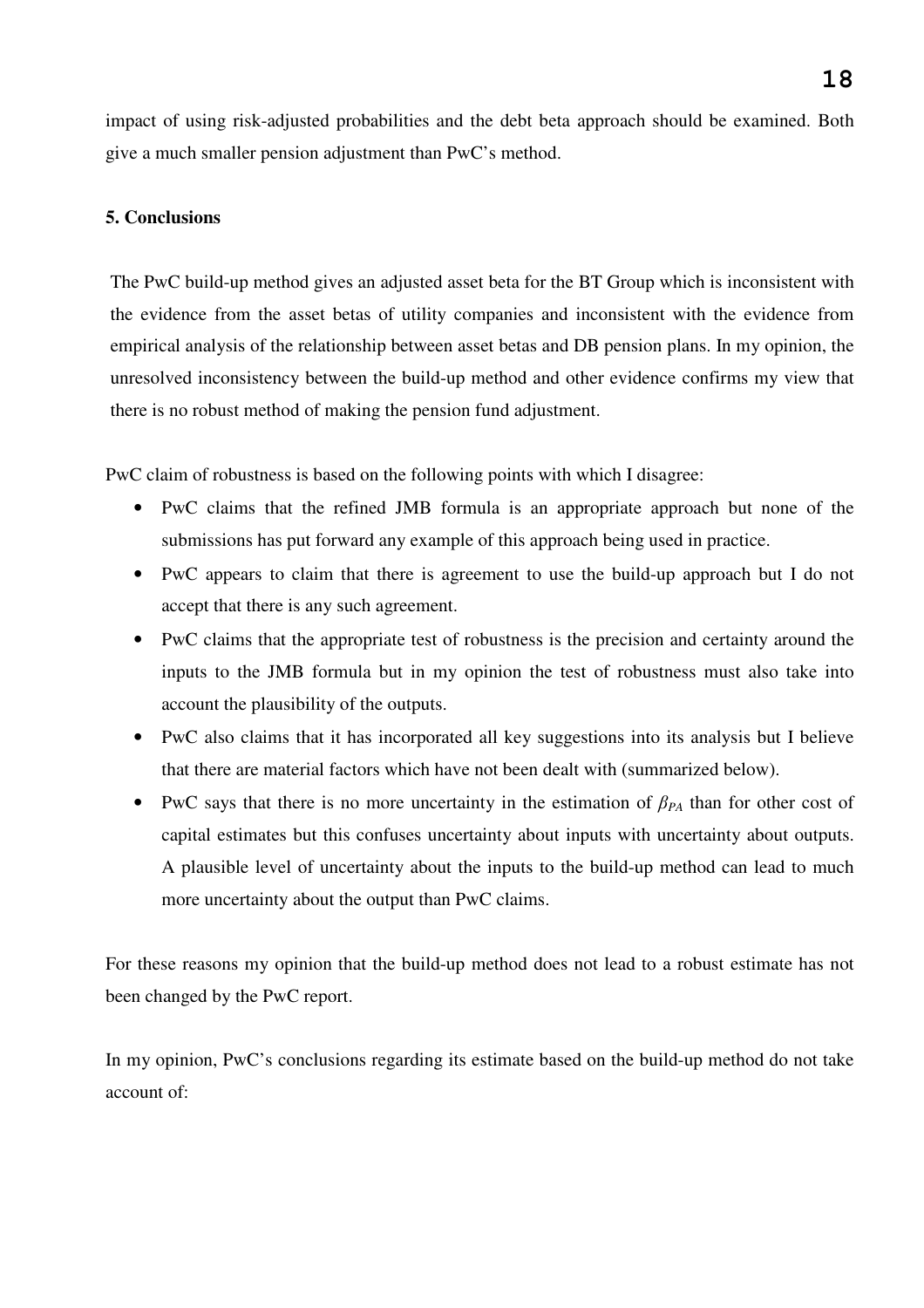impact of using risk-adjusted probabilities and the debt beta approach should be examined. Both give a much smaller pension adjustment than PwC's method.

**5. Conclusions**

The PwC build-up method gives an adjusted asset beta for the BT Group which is inconsistent with the evidence from the asset betas of utility companies and inconsistent with the evidence from empirical analysis of the relationship between asset betas and DB pension plans. In my opinion, the unresolved inconsistency between the build-up method and other evidence confirms my view that there is no robust method of making the pension fund adjustment.

PwC claim of robustness is based on the following points with which I disagree:

- PwC claims that the refined JMB formula is an appropriate approach but none of the submissions has put forward any example of this approach being used in practice.
- PwC appears to claim that there is agreement to use the build-up approach but I do not accept that there is any such agreement.
- PwC claims that the appropriate test of robustness is the precision and certainty around the inputs to the JMB formula but in my opinion the test of robustness must also take into account the plausibility of the outputs.
- PwC also claims that it has incorporated all key suggestions into its analysis but I believe that there are material factors which have not been dealt with (summarized below).
- PwC says that there is no more uncertainty in the estimation of $\beta_{PA}$ than for other cost of capital estimates but this confuses uncertainty about inputs with uncertainty about outputs. A plausible level of uncertainty about the inputs to the build-up method can lead to much more uncertainty about the output than PwC claims.

For these reasons my opinion that the build-up method does not lead to a robust estimate has not been changed by the PwC report.

In my opinion, PwC's conclusions regarding its estimate based on the build-up method do not take account of: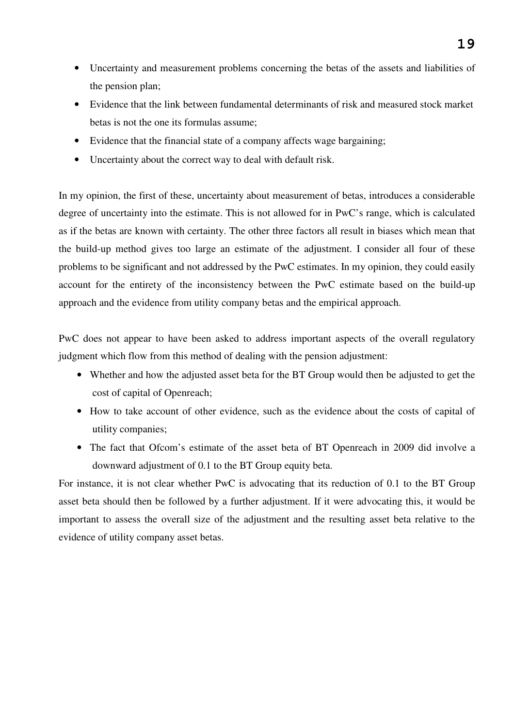- Uncertainty and measurement problems concerning the betas of the assets and liabilities of the pension plan;
- Evidence that the link between fundamental determinants of risk and measured stock market betas is not the one its formulas assume;
- Evidence that the financial state of a company affects wage bargaining;
- Uncertainty about the correct way to deal with default risk.

In my opinion, the first of these, uncertainty about measurement of betas, introduces a considerable degree of uncertainty into the estimate. This is not allowed for in PwC's range, which is calculated as if the betas are known with certainty. The other three factors all result in biases which mean that the build-up method gives too large an estimate of the adjustment. I consider all four of these problems to be significant and not addressed by the PwC estimates. In my opinion, they could easily account for the entirety of the inconsistency between the PwC estimate based on the build-up approach and the evidence from utility company betas and the empirical approach.

PwC does not appear to have been asked to address important aspects of the overall regulatory judgment which flow from this method of dealing with the pension adjustment:

- Whether and how the adjusted asset beta for the BT Group would then be adjusted to get the cost of capital of Openreach;
- How to take account of other evidence, such as the evidence about the costs of capital of utility companies;
- The fact that Ofcom's estimate of the asset beta of BT Openreach in 2009 did involve a downward adjustment of 0.1 to the BT Group equity beta.

For instance, it is not clear whether PwC is advocating that its reduction of 0.1 to the BT Group asset beta should then be followed by a further adjustment. If it were advocating this, it would be important to assess the overall size of the adjustment and the resulting asset beta relative to the evidence of utility company asset betas.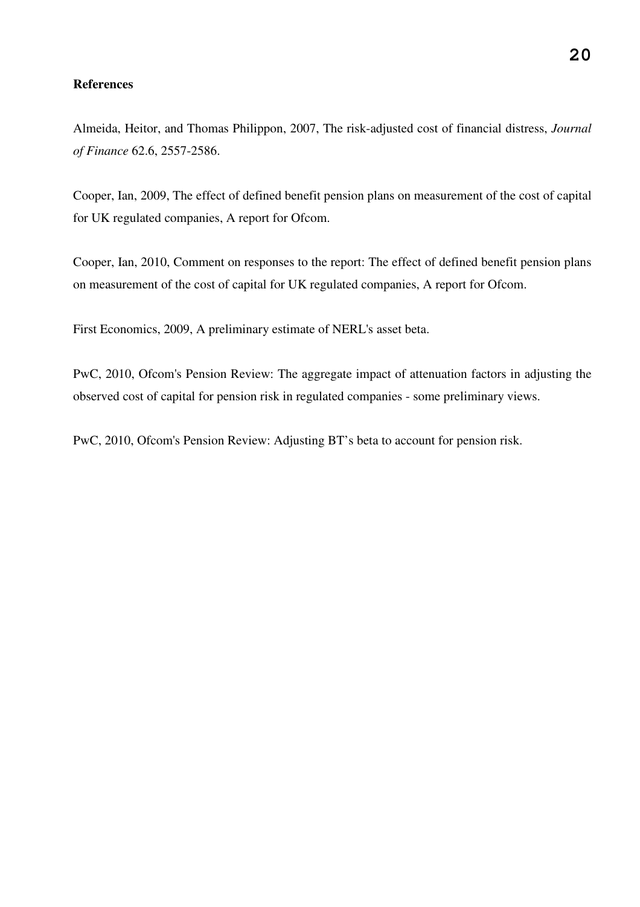**References**

Almeida, Heitor, and Thomas Philippon, 2007, The risk-adjusted cost of financial distress, *Journal of Finance* 62.6, 2557-2586.

Cooper, Ian, 2009, The effect of defined benefit pension plans on measurement of the cost of capital for UK regulated companies, A report for Ofcom.

Cooper, Ian, 2010, Comment on responses to the report: The effect of defined benefit pension plans on measurement of the cost of capital for UK regulated companies, A report for Ofcom.

First Economics, 2009, A preliminary estimate of NERL's asset beta.

PwC, 2010, Ofcom's Pension Review: The aggregate impact of attenuation factors in adjusting the observed cost of capital for pension risk in regulated companies - some preliminary views.

PwC, 2010, Ofcom's Pension Review: Adjusting BT's beta to account for pension risk.